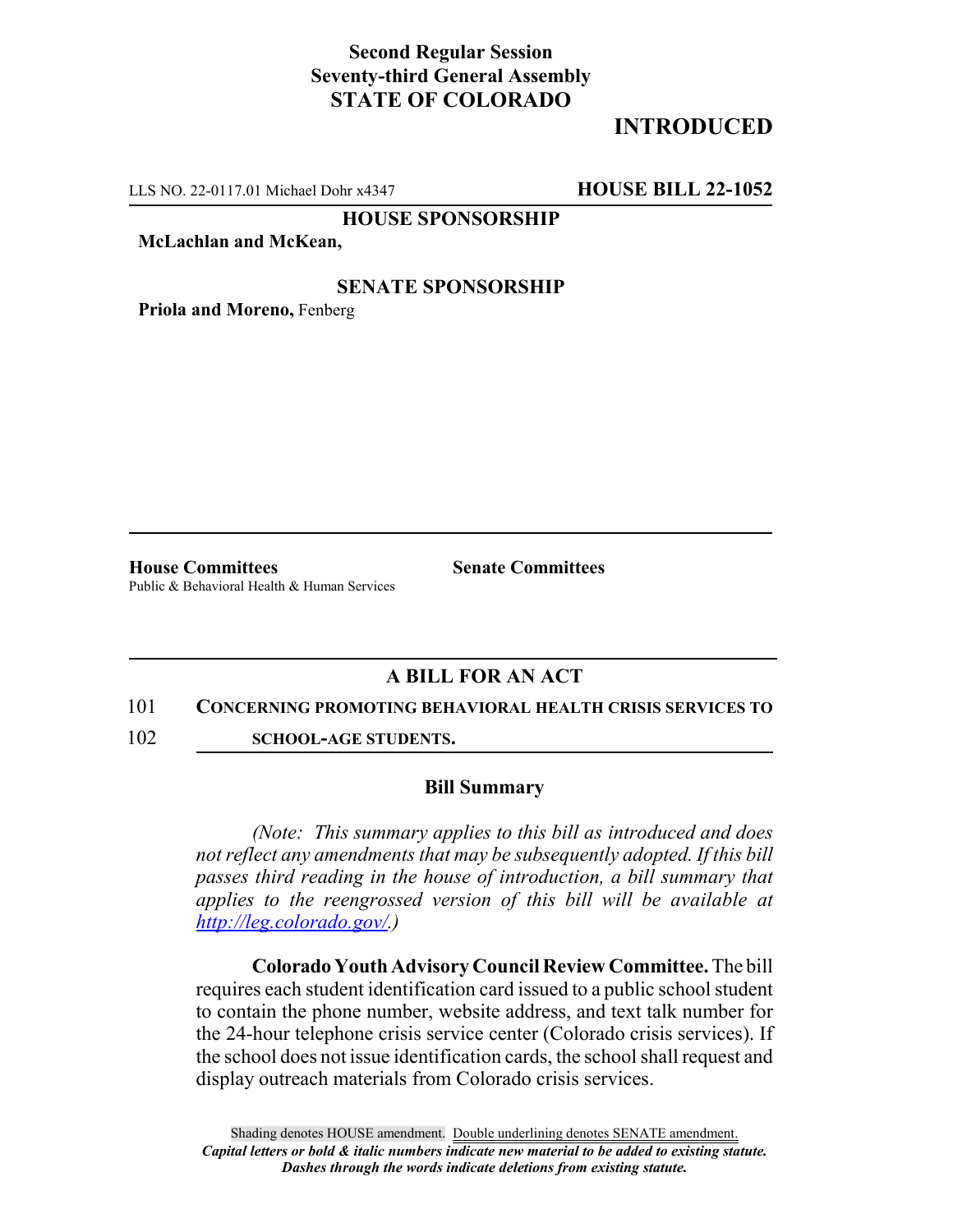**Second Regular Session**
**Seventy-third General Assembly**
**STATE OF COLORADO**

# INTRODUCED

LLS NO. 22-0117.01 Michael Dohr x4347 **HOUSE BILL 22-1052**

**HOUSE SPONSORSHIP**

**McLachlan and McKean,**

**SENATE SPONSORSHIP**

**Priola and Moreno,** Fenberg

**House Committees**
Public & Behavioral Health & Human Services

**Senate Committees**

## A BILL FOR AN ACT

101 **CONCERNING PROMOTING BEHAVIORAL HEALTH CRISIS SERVICES TO**
102 **SCHOOL-AGE STUDENTS.**

### Bill Summary

*(Note: This summary applies to this bill as introduced and does not reflect any amendments that may be subsequently adopted. If this bill passes third reading in the house of introduction, a bill summary that applies to the reengrossed version of this bill will be available at http://leg.colorado.gov/.)*

**Colorado Youth Advisory Council Review Committee.** The bill requires each student identification card issued to a public school student to contain the phone number, website address, and text talk number for the 24-hour telephone crisis service center (Colorado crisis services). If the school does not issue identification cards, the school shall request and display outreach materials from Colorado crisis services.

Shading denotes HOUSE amendment. Double underlining denotes SENATE amendment.
*Capital letters or bold & italic numbers indicate new material to be added to existing statute.*
*Dashes through the words indicate deletions from existing statute.*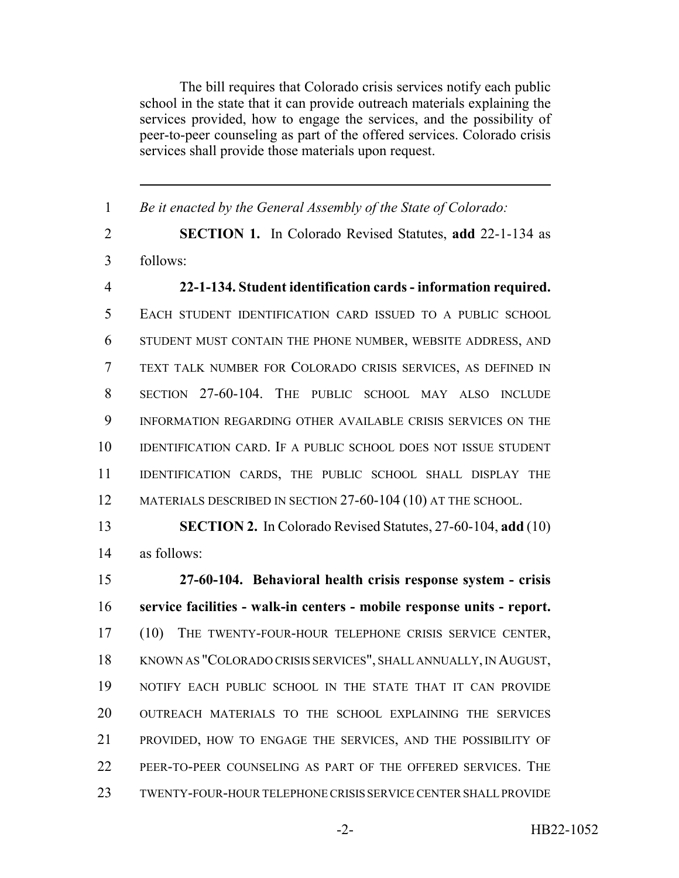The bill requires that Colorado crisis services notify each public school in the state that it can provide outreach materials explaining the services provided, how to engage the services, and the possibility of peer-to-peer counseling as part of the offered services. Colorado crisis services shall provide those materials upon request.

---

1 *Be it enacted by the General Assembly of the State of Colorado:*

2 **SECTION 1.** In Colorado Revised Statutes, **add** 22-1-134 as
3 follows:

4 **22-1-134. Student identification cards - information required.**
5 EACH STUDENT IDENTIFICATION CARD ISSUED TO A PUBLIC SCHOOL
6 STUDENT MUST CONTAIN THE PHONE NUMBER, WEBSITE ADDRESS, AND
7 TEXT TALK NUMBER FOR COLORADO CRISIS SERVICES, AS DEFINED IN
8 SECTION 27-60-104. THE PUBLIC SCHOOL MAY ALSO INCLUDE
9 INFORMATION REGARDING OTHER AVAILABLE CRISIS SERVICES ON THE
10 IDENTIFICATION CARD. IF A PUBLIC SCHOOL DOES NOT ISSUE STUDENT
11 IDENTIFICATION CARDS, THE PUBLIC SCHOOL SHALL DISPLAY THE
12 MATERIALS DESCRIBED IN SECTION 27-60-104 (10) AT THE SCHOOL.

13 **SECTION 2.** In Colorado Revised Statutes, 27-60-104, **add** (10)
14 as follows:

15 **27-60-104. Behavioral health crisis response system - crisis**
16 **service facilities - walk-in centers - mobile response units - report.**
17 (10) THE TWENTY-FOUR-HOUR TELEPHONE CRISIS SERVICE CENTER,
18 KNOWN AS "COLORADO CRISIS SERVICES", SHALL ANNUALLY, IN AUGUST,
19 NOTIFY EACH PUBLIC SCHOOL IN THE STATE THAT IT CAN PROVIDE
20 OUTREACH MATERIALS TO THE SCHOOL EXPLAINING THE SERVICES
21 PROVIDED, HOW TO ENGAGE THE SERVICES, AND THE POSSIBILITY OF
22 PEER-TO-PEER COUNSELING AS PART OF THE OFFERED SERVICES. THE
23 TWENTY-FOUR-HOUR TELEPHONE CRISIS SERVICE CENTER SHALL PROVIDE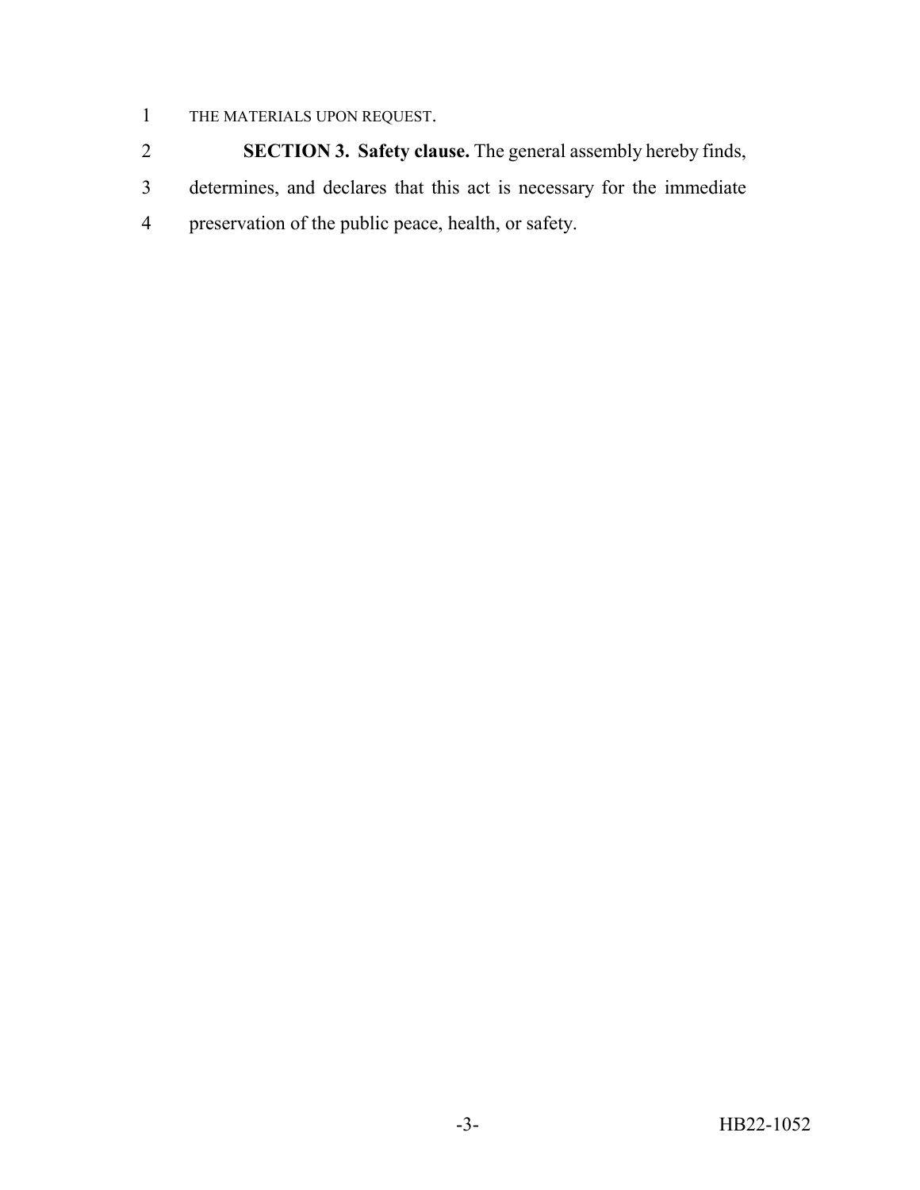THE MATERIALS UPON REQUEST.

**SECTION 3. Safety clause.** The general assembly hereby finds, determines, and declares that this act is necessary for the immediate preservation of the public peace, health, or safety.